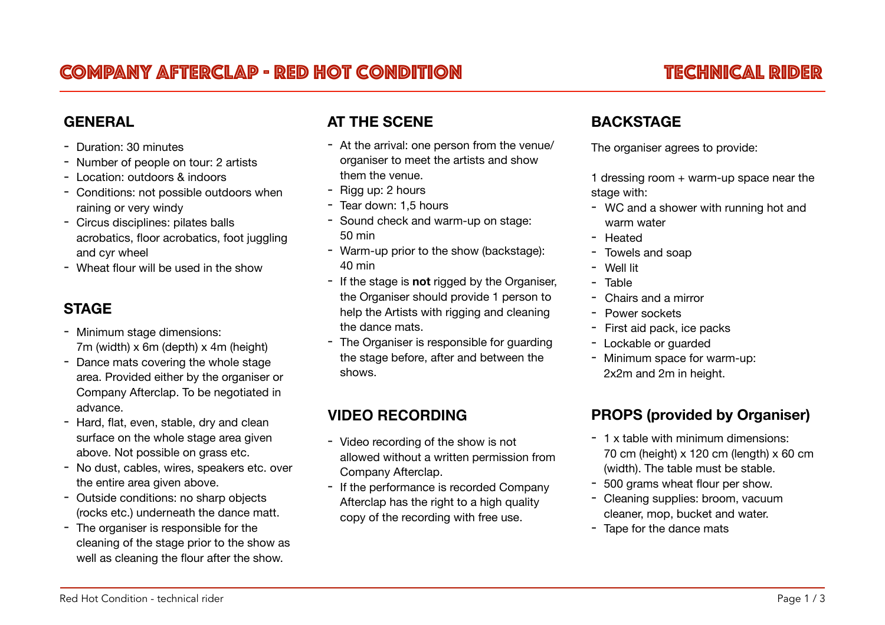# Company Afterclap - Red Hot Condition

# Technical Rider

## GENERAL

- Duration: 30 minutes
- Number of people on tour: 2 artists
- Location: outdoors & indoors
- Conditions: not possible outdoors when raining or very windy
- Circus disciplines: pilates balls acrobatics, floor acrobatics, foot juggling and cyr wheel
- Wheat flour will be used in the show

## STAGE

- Minimum stage dimensions: 7m (width) x 6m (depth) x 4m (height)
- Dance mats covering the whole stage area. Provided either by the organiser or Company Afterclap. To be negotiated in advance.
- Hard, flat, even, stable, dry and clean surface on the whole stage area given above. Not possible on grass etc.
- No dust, cables, wires, speakers etc. over the entire area given above.
- Outside conditions: no sharp objects (rocks etc.) underneath the dance matt.
- The organiser is responsible for the cleaning of the stage prior to the show as well as cleaning the flour after the show.

## AT THE SCENE

- At the arrival: one person from the venue/organiser to meet the artists and show them the venue.
- Rigg up: 2 hours
- Tear down: 1,5 hours
- Sound check and warm-up on stage: 50 min
- Warm-up prior to the show (backstage): 40 min
- If the stage is **not** rigged by the Organiser, the Organiser should provide 1 person to help the Artists with rigging and cleaning the dance mats.
- The Organiser is responsible for guarding the stage before, after and between the shows.

## VIDEO RECORDING

- Video recording of the show is not allowed without a written permission from Company Afterclap.
- If the performance is recorded Company Afterclap has the right to a high quality copy of the recording with free use.

## BACKSTAGE

The organiser agrees to provide:

1 dressing room + warm-up space near the stage with:

- WC and a shower with running hot and warm water
- Heated
- Towels and soap
- Well lit
- Table
- Chairs and a mirror
- Power sockets
- First aid pack, ice packs
- Lockable or guarded
- Minimum space for warm-up: 2x2m and 2m in height.

## PROPS (provided by Organiser)

- 1 x table with minimum dimensions: 70 cm (height) x 120 cm (length) x 60 cm (width). The table must be stable.
- 500 grams wheat flour per show.
- Cleaning supplies: broom, vacuum cleaner, mop, bucket and water.
- Tape for the dance mats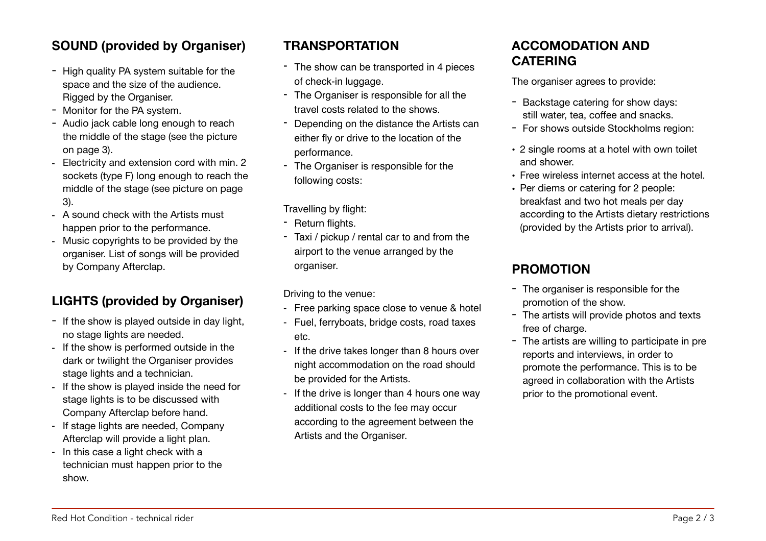## SOUND (provided by Organiser)

- High quality PA system suitable for the space and the size of the audience. Rigged by the Organiser.
- Monitor for the PA system.
- Audio jack cable long enough to reach the middle of the stage (see the picture on page 3).
- Electricity and extension cord with min. 2 sockets (type F) long enough to reach the middle of the stage (see picture on page 3).
- A sound check with the Artists must happen prior to the performance.
- Music copyrights to be provided by the organiser. List of songs will be provided by Company Afterclap.

## LIGHTS (provided by Organiser)

- If the show is played outside in day light, no stage lights are needed.
- If the show is performed outside in the dark or twilight the Organiser provides stage lights and a technician.
- If the show is played inside the need for stage lights is to be discussed with Company Afterclap before hand.
- If stage lights are needed, Company Afterclap will provide a light plan.
- In this case a light check with a technician must happen prior to the show.

## TRANSPORTATION

- The show can be transported in 4 pieces of check-in luggage.
- The Organiser is responsible for all the travel costs related to the shows.
- Depending on the distance the Artists can either fly or drive to the location of the performance.
- The Organiser is responsible for the following costs:

Travelling by flight:

- Return flights.
- Taxi / pickup / rental car to and from the airport to the venue arranged by the organiser.

Driving to the venue:

- Free parking space close to venue & hotel
- Fuel, ferryboats, bridge costs, road taxes etc.
- If the drive takes longer than 8 hours over night accommodation on the road should be provided for the Artists.
- If the drive is longer than 4 hours one way additional costs to the fee may occur according to the agreement between the Artists and the Organiser.

## ACCOMODATION AND CATERING

The organiser agrees to provide:

- Backstage catering for show days: still water, tea, coffee and snacks.
- For shows outside Stockholms region:

- 2 single rooms at a hotel with own toilet and shower.
- Free wireless internet access at the hotel.
- Per diems or catering for 2 people: breakfast and two hot meals per day according to the Artists dietary restrictions (provided by the Artists prior to arrival).

## PROMOTION

- The organiser is responsible for the promotion of the show.
- The artists will provide photos and texts free of charge.
- The artists are willing to participate in pre reports and interviews, in order to promote the performance. This is to be agreed in collaboration with the Artists prior to the promotional event.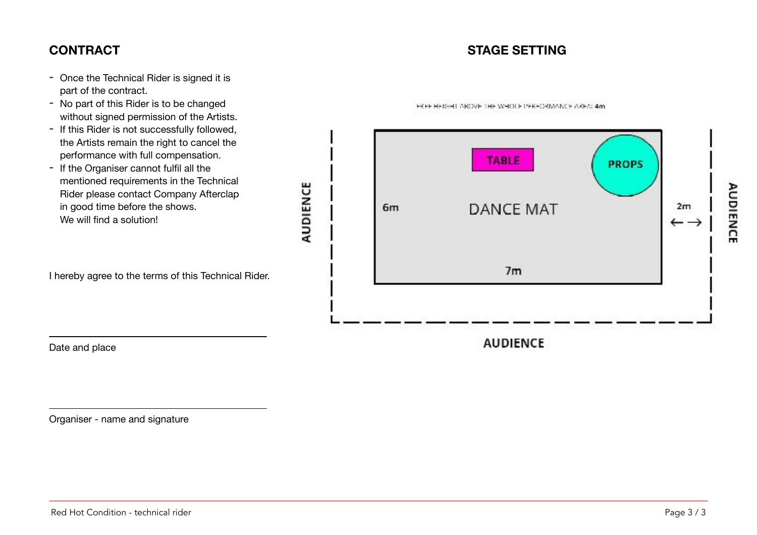## CONTRACT

- Once the Technical Rider is signed it is part of the contract.
- No part of this Rider is to be changed without signed permission of the Artists.
- If this Rider is not successfully followed, the Artists remain the right to cancel the performance with full compensation.
- If the Organiser cannot fulfil all the mentioned requirements in the Technical Rider please contact Company Afterclap in good time before the shows.
  We will find a solution!

I hereby agree to the terms of this Technical Rider.

_______________________________

Date and place

_______________________________

Organiser - name and signature

## STAGE SETTING

FREE HEIGHT ABOVE THE WHOLE PERFORMANCE AREA: 4m

TABLE

PROPS

6m

DANCE MAT

2m

7m

AUDIENCE

AUDIENCE

AUDIENCE